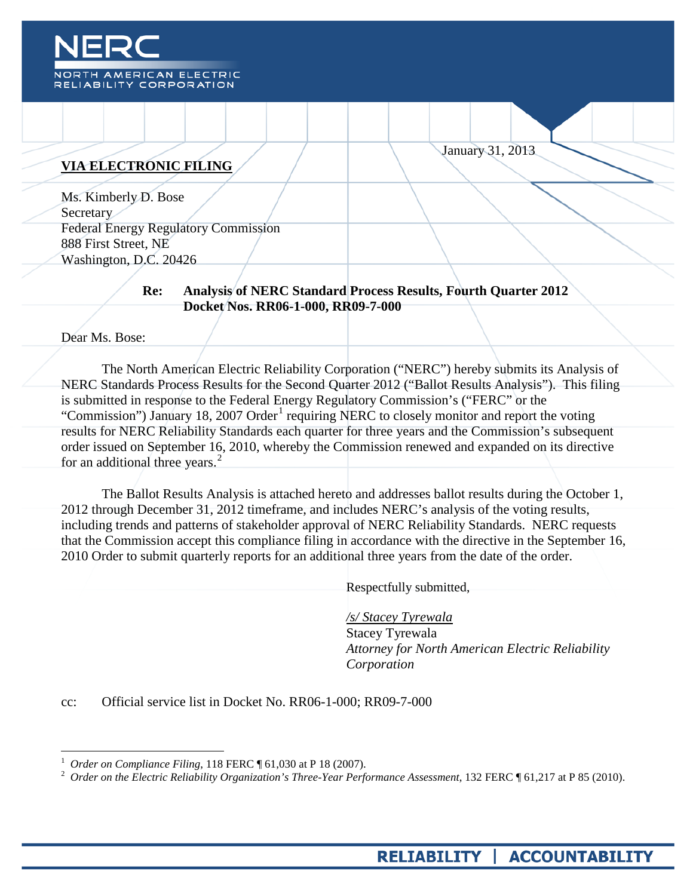NERC

NORTH AMERICAN ELECTRIC RELIABILITY CORPORATION

January 31, 2013

**VIA ELECTRONIC FILING**

Ms. Kimberly D. Bose
Secretary
Federal Energy Regulatory Commission
888 First Street, NE
Washington, D.C. 20426

**Re: Analysis of NERC Standard Process Results, Fourth Quarter 2012**
**Docket Nos. RR06-1-000, RR09-7-000**

Dear Ms. Bose:

The North American Electric Reliability Corporation ("NERC") hereby submits its Analysis of NERC Standards Process Results for the Second Quarter 2012 ("Ballot Results Analysis"). This filing is submitted in response to the Federal Energy Regulatory Commission's ("FERC" or the "Commission") January 18, 2007 Order[1] requiring NERC to closely monitor and report the voting results for NERC Reliability Standards each quarter for three years and the Commission's subsequent order issued on September 16, 2010, whereby the Commission renewed and expanded on its directive for an additional three years.[2]

The Ballot Results Analysis is attached hereto and addresses ballot results during the October 1, 2012 through December 31, 2012 timeframe, and includes NERC's analysis of the voting results, including trends and patterns of stakeholder approval of NERC Reliability Standards. NERC requests that the Commission accept this compliance filing in accordance with the directive in the September 16, 2010 Order to submit quarterly reports for an additional three years from the date of the order.

Respectfully submitted,

*/s/ Stacey Tyrewala*
Stacey Tyrewala
*Attorney for North American Electric Reliability Corporation*

cc: Official service list in Docket No. RR06-1-000; RR09-7-000

---

[1] *Order on Compliance Filing*, 118 FERC ¶ 61,030 at P 18 (2007).

[2] *Order on the Electric Reliability Organization's Three-Year Performance Assessment*, 132 FERC ¶ 61,217 at P 85 (2010).

**RELIABILITY | ACCOUNTABILITY**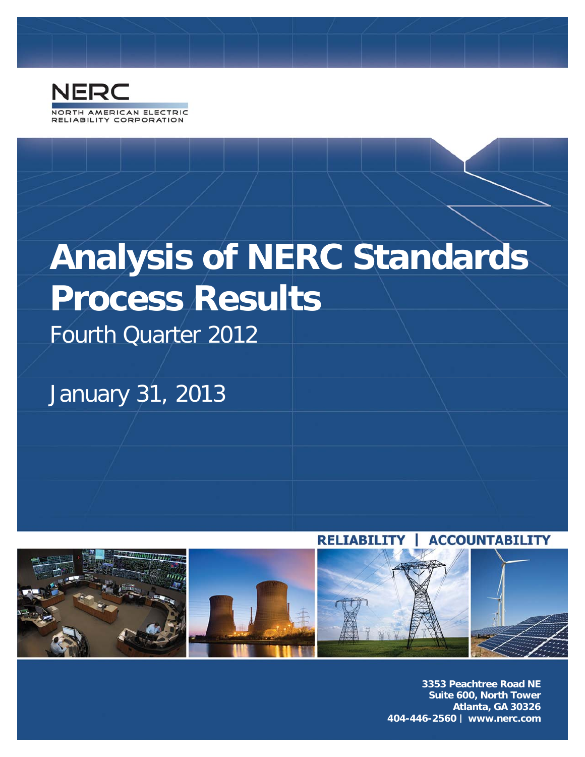NERC

NORTH AMERICAN ELECTRIC RELIABILITY CORPORATION

# Analysis of NERC Standards Process Results

## Fourth Quarter 2012

January 31, 2013

RELIABILITY | ACCOUNTABILITY

3353 Peachtree Road NE
Suite 600, North Tower
Atlanta, GA 30326
404-446-2560 | www.nerc.com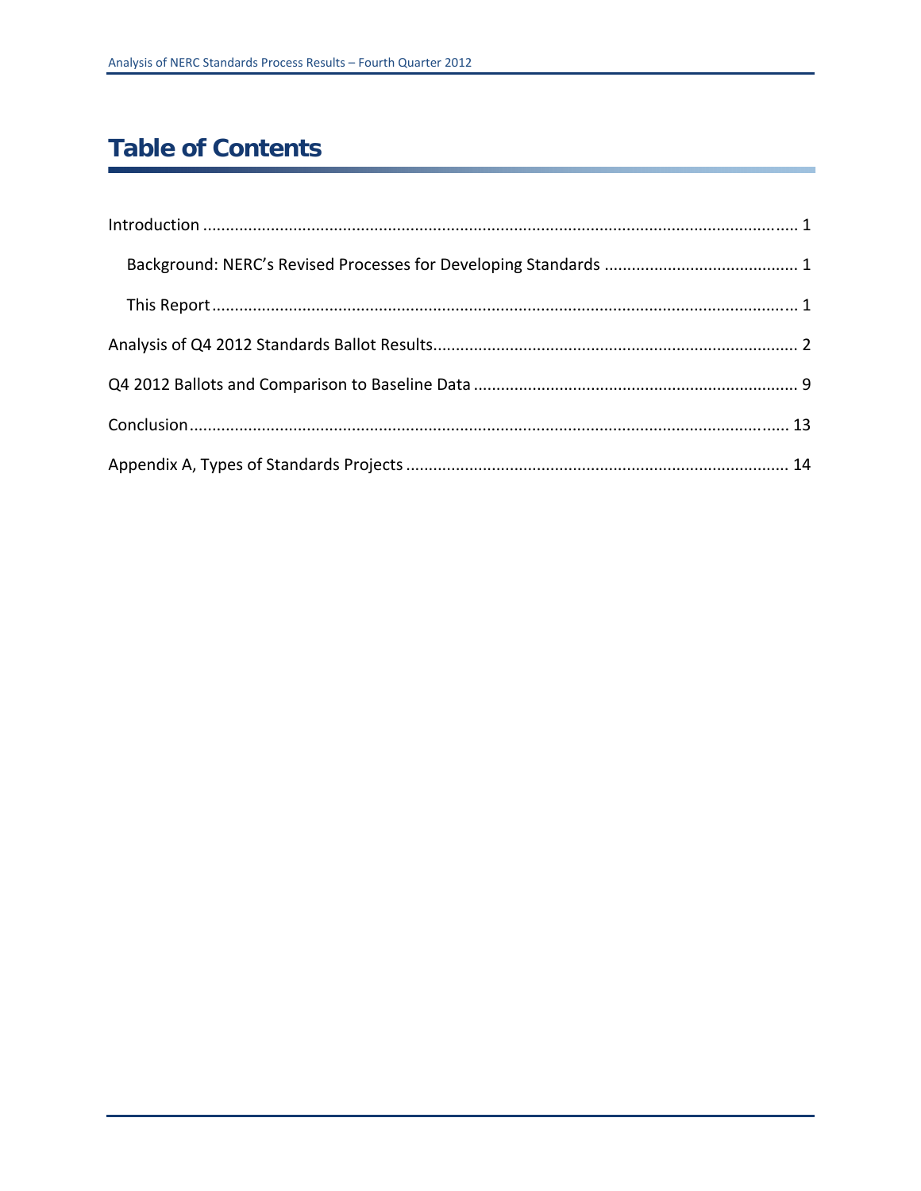# Table of Contents

Introduction ..................................................................................................................................... 1

  Background: NERC's Revised Processes for Developing Standards ........................................... 1

  This Report ................................................................................................................................. 1

Analysis of Q4 2012 Standards Ballot Results ................................................................................. 2

Q4 2012 Ballots and Comparison to Baseline Data ........................................................................ 9

Conclusion ...................................................................................................................................... 13

Appendix A, Types of Standards Projects ...................................................................................... 14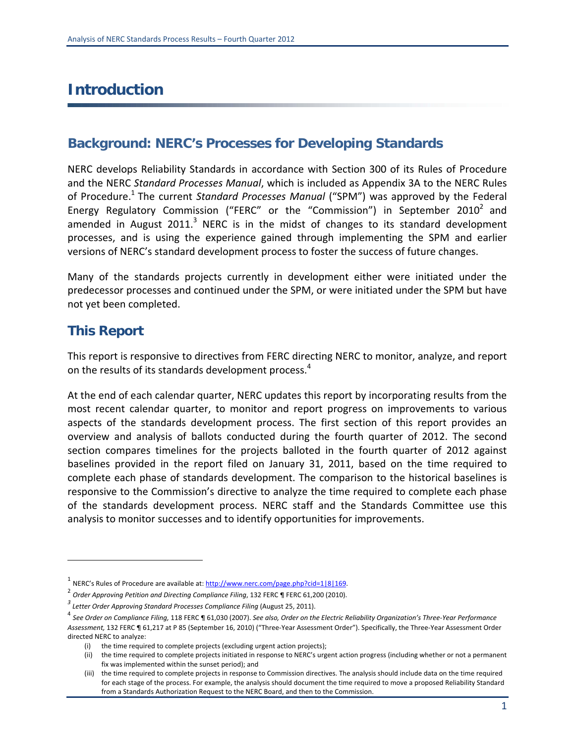# Introduction

## Background: NERC's Processes for Developing Standards

NERC develops Reliability Standards in accordance with Section 300 of its Rules of Procedure and the NERC *Standard Processes Manual*, which is included as Appendix 3A to the NERC Rules of Procedure.[1] The current *Standard Processes Manual* ("SPM") was approved by the Federal Energy Regulatory Commission ("FERC" or the "Commission") in September 2010[2] and amended in August 2011.[3] NERC is in the midst of changes to its standard development processes, and is using the experience gained through implementing the SPM and earlier versions of NERC's standard development process to foster the success of future changes.

Many of the standards projects currently in development either were initiated under the predecessor processes and continued under the SPM, or were initiated under the SPM but have not yet been completed.

## This Report

This report is responsive to directives from FERC directing NERC to monitor, analyze, and report on the results of its standards development process.[4]

At the end of each calendar quarter, NERC updates this report by incorporating results from the most recent calendar quarter, to monitor and report progress on improvements to various aspects of the standards development process. The first section of this report provides an overview and analysis of ballots conducted during the fourth quarter of 2012. The second section compares timelines for the projects balloted in the fourth quarter of 2012 against baselines provided in the report filed on January 31, 2011, based on the time required to complete each phase of standards development. The comparison to the historical baselines is responsive to the Commission's directive to analyze the time required to complete each phase of the standards development process. NERC staff and the Standards Committee use this analysis to monitor successes and to identify opportunities for improvements.

---

[1] NERC's Rules of Procedure are available at: http://www.nerc.com/page.php?cid=1|8|169.

[2] *Order Approving Petition and Directing Compliance Filing*, 132 FERC ¶ FERC 61,200 (2010).

[3] *Letter Order Approving Standard Processes Compliance Filing* (August 25, 2011).

[4] *See Order on Compliance Filing,* 118 FERC ¶ 61,030 (2007). *See also, Order on the Electric Reliability Organization's Three-Year Performance Assessment,* 132 FERC ¶ 61,217 at P 85 (September 16, 2010) ("Three-Year Assessment Order"). Specifically, the Three-Year Assessment Order directed NERC to analyze:

(i) the time required to complete projects (excluding urgent action projects);

(ii) the time required to complete projects initiated in response to NERC's urgent action progress (including whether or not a permanent fix was implemented within the sunset period); and

(iii) the time required to complete projects in response to Commission directives. The analysis should include data on the time required for each stage of the process. For example, the analysis should document the time required to move a proposed Reliability Standard from a Standards Authorization Request to the NERC Board, and then to the Commission.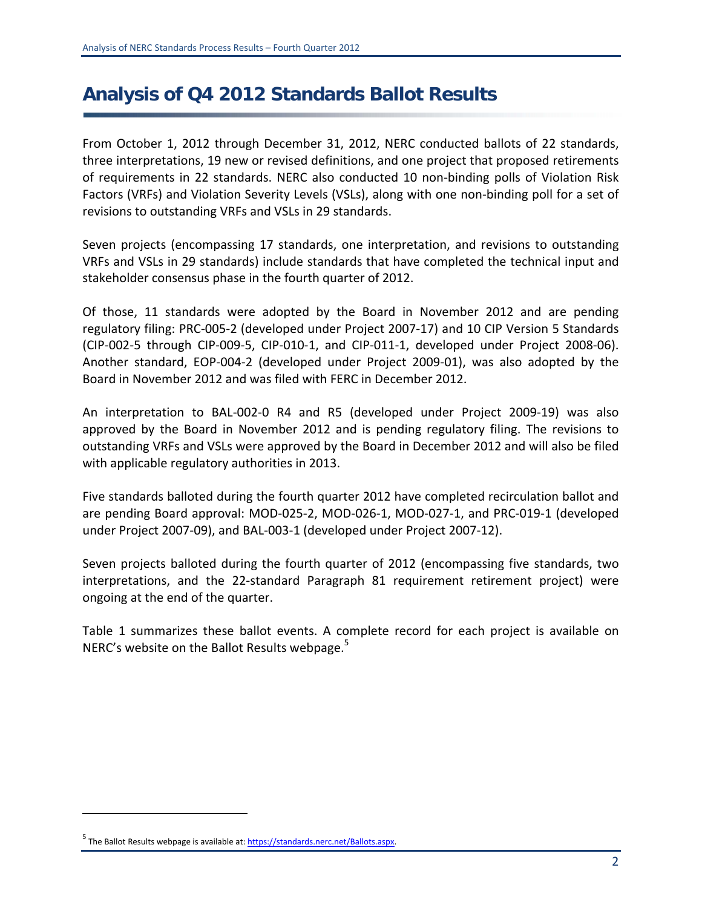# Analysis of Q4 2012 Standards Ballot Results

From October 1, 2012 through December 31, 2012, NERC conducted ballots of 22 standards, three interpretations, 19 new or revised definitions, and one project that proposed retirements of requirements in 22 standards. NERC also conducted 10 non-binding polls of Violation Risk Factors (VRFs) and Violation Severity Levels (VSLs), along with one non-binding poll for a set of revisions to outstanding VRFs and VSLs in 29 standards.

Seven projects (encompassing 17 standards, one interpretation, and revisions to outstanding VRFs and VSLs in 29 standards) include standards that have completed the technical input and stakeholder consensus phase in the fourth quarter of 2012.

Of those, 11 standards were adopted by the Board in November 2012 and are pending regulatory filing: PRC-005-2 (developed under Project 2007-17) and 10 CIP Version 5 Standards (CIP-002-5 through CIP-009-5, CIP-010-1, and CIP-011-1, developed under Project 2008-06). Another standard, EOP-004-2 (developed under Project 2009-01), was also adopted by the Board in November 2012 and was filed with FERC in December 2012.

An interpretation to BAL-002-0 R4 and R5 (developed under Project 2009-19) was also approved by the Board in November 2012 and is pending regulatory filing. The revisions to outstanding VRFs and VSLs were approved by the Board in December 2012 and will also be filed with applicable regulatory authorities in 2013.

Five standards balloted during the fourth quarter 2012 have completed recirculation ballot and are pending Board approval: MOD-025-2, MOD-026-1, MOD-027-1, and PRC-019-1 (developed under Project 2007-09), and BAL-003-1 (developed under Project 2007-12).

Seven projects balloted during the fourth quarter of 2012 (encompassing five standards, two interpretations, and the 22-standard Paragraph 81 requirement retirement project) were ongoing at the end of the quarter.

Table 1 summarizes these ballot events. A complete record for each project is available on NERC's website on the Ballot Results webpage.[5]

---

[5] The Ballot Results webpage is available at: https://standards.nerc.net/Ballots.aspx.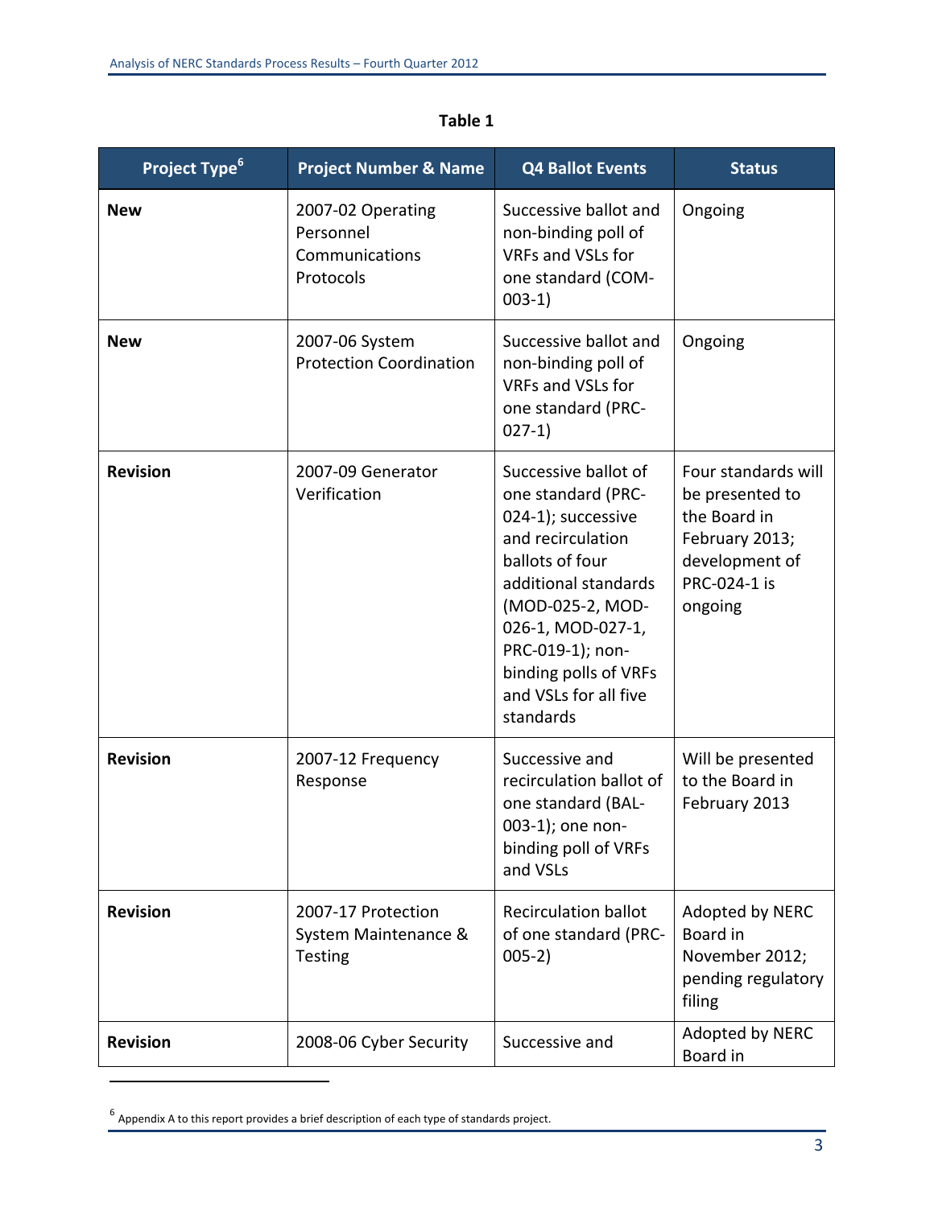**Table 1**

| Project Type[6] | Project Number & Name | Q4 Ballot Events | Status |
|---|---|---|---|
| **New** | 2007-02 Operating Personnel Communications Protocols | Successive ballot and non-binding poll of VRFs and VSLs for one standard (COM-003-1) | Ongoing |
| **New** | 2007-06 System Protection Coordination | Successive ballot and non-binding poll of VRFs and VSLs for one standard (PRC-027-1) | Ongoing |
| **Revision** | 2007-09 Generator Verification | Successive ballot of one standard (PRC-024-1); successive and recirculation ballots of four additional standards (MOD-025-2, MOD-026-1, MOD-027-1, PRC-019-1); non-binding polls of VRFs and VSLs for all five standards | Four standards will be presented to the Board in February 2013; development of PRC-024-1 is ongoing |
| **Revision** | 2007-12 Frequency Response | Successive and recirculation ballot of one standard (BAL-003-1); one non-binding poll of VRFs and VSLs | Will be presented to the Board in February 2013 |
| **Revision** | 2007-17 Protection System Maintenance & Testing | Recirculation ballot of one standard (PRC-005-2) | Adopted by NERC Board in November 2012; pending regulatory filing |
| **Revision** | 2008-06 Cyber Security | Successive and | Adopted by NERC Board in |

[6] Appendix A to this report provides a brief description of each type of standards project.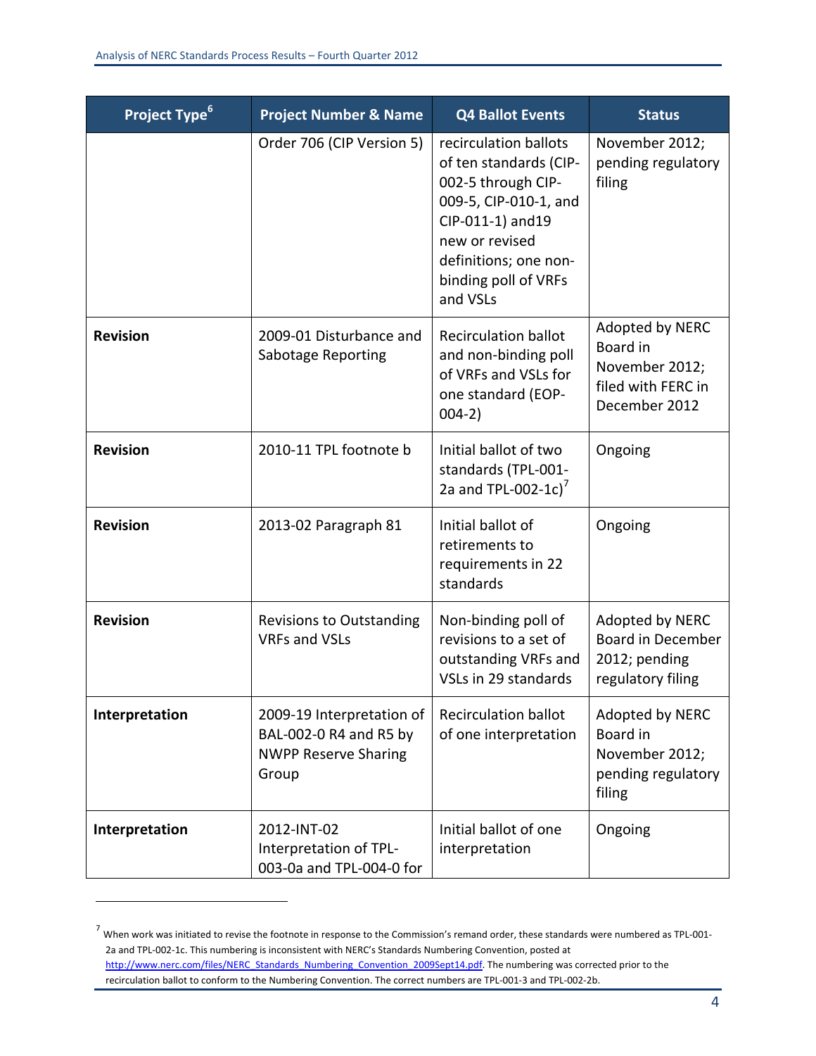| Project Type[6] | Project Number & Name | Q4 Ballot Events | Status |
|---|---|---|---|
| | Order 706 (CIP Version 5) | recirculation ballots of ten standards (CIP-002-5 through CIP-009-5, CIP-010-1, and CIP-011-1) and19 new or revised definitions; one non-binding poll of VRFs and VSLs | November 2012; pending regulatory filing |
| **Revision** | 2009-01 Disturbance and Sabotage Reporting | Recirculation ballot and non-binding poll of VRFs and VSLs for one standard (EOP-004-2) | Adopted by NERC Board in November 2012; filed with FERC in December 2012 |
| **Revision** | 2010-11 TPL footnote b | Initial ballot of two standards (TPL-001-2a and TPL-002-1c)[7] | Ongoing |
| **Revision** | 2013-02 Paragraph 81 | Initial ballot of retirements to requirements in 22 standards | Ongoing |
| **Revision** | Revisions to Outstanding VRFs and VSLs | Non-binding poll of revisions to a set of outstanding VRFs and VSLs in 29 standards | Adopted by NERC Board in December 2012; pending regulatory filing |
| **Interpretation** | 2009-19 Interpretation of BAL-002-0 R4 and R5 by NWPP Reserve Sharing Group | Recirculation ballot of one interpretation | Adopted by NERC Board in November 2012; pending regulatory filing |
| **Interpretation** | 2012-INT-02 Interpretation of TPL-003-0a and TPL-004-0 for | Initial ballot of one interpretation | Ongoing |

[7] When work was initiated to revise the footnote in response to the Commission's remand order, these standards were numbered as TPL-001-2a and TPL-002-1c. This numbering is inconsistent with NERC's Standards Numbering Convention, posted at http://www.nerc.com/files/NERC_Standards_Numbering_Convention_2009Sept14.pdf. The numbering was corrected prior to the recirculation ballot to conform to the Numbering Convention. The correct numbers are TPL-001-3 and TPL-002-2b.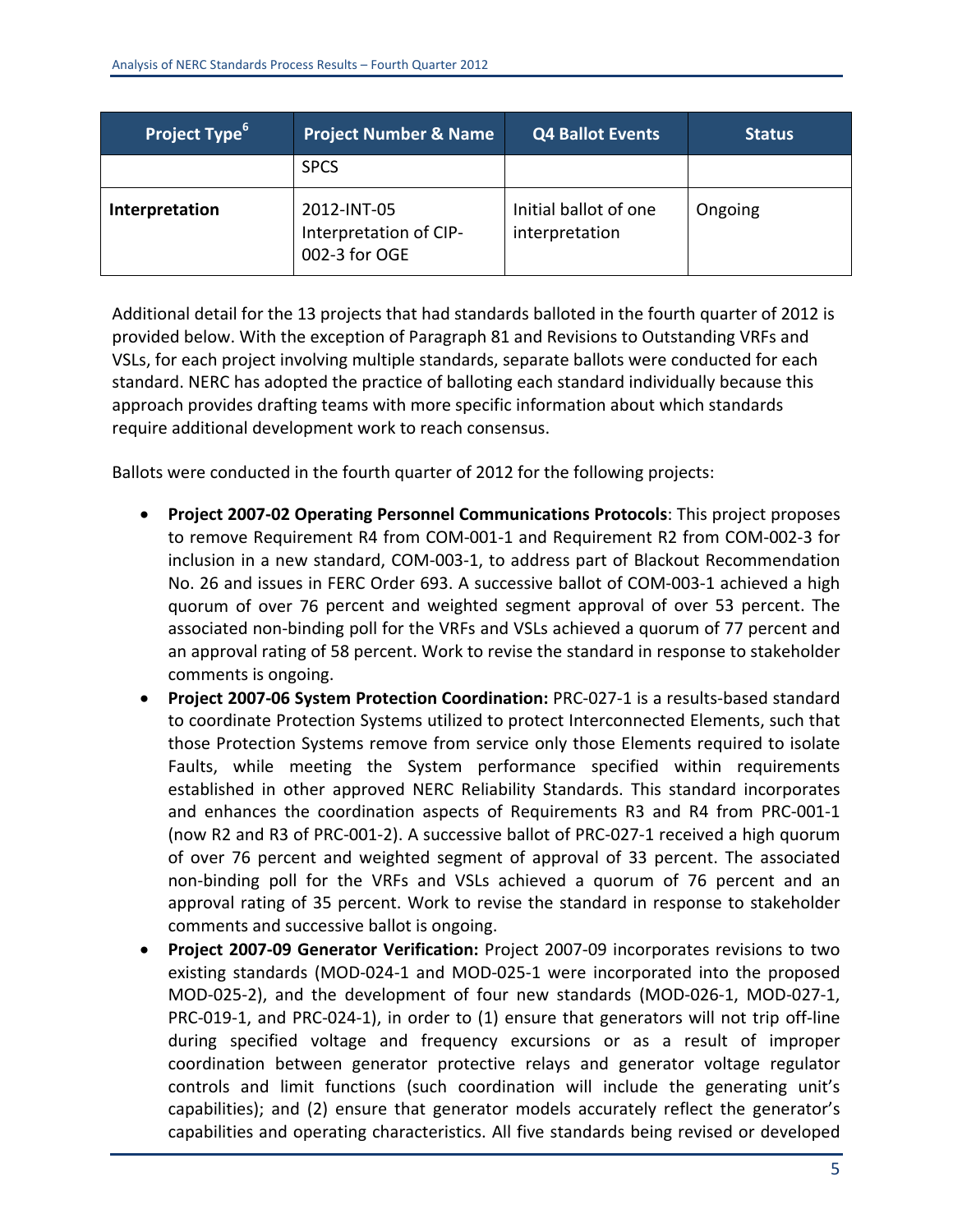| Project Type[6] | Project Number & Name | Q4 Ballot Events | Status |
|---|---|---|---|
| | SPCS | | |
| **Interpretation** | 2012-INT-05 Interpretation of CIP-002-3 for OGE | Initial ballot of one interpretation | Ongoing |

Additional detail for the 13 projects that had standards balloted in the fourth quarter of 2012 is provided below. With the exception of Paragraph 81 and Revisions to Outstanding VRFs and VSLs, for each project involving multiple standards, separate ballots were conducted for each standard. NERC has adopted the practice of balloting each standard individually because this approach provides drafting teams with more specific information about which standards require additional development work to reach consensus.

Ballots were conducted in the fourth quarter of 2012 for the following projects:

- **Project 2007-02 Operating Personnel Communications Protocols**: This project proposes to remove Requirement R4 from COM-001-1 and Requirement R2 from COM-002-3 for inclusion in a new standard, COM-003-1, to address part of Blackout Recommendation No. 26 and issues in FERC Order 693. A successive ballot of COM-003-1 achieved a high quorum of over 76 percent and weighted segment approval of over 53 percent. The associated non-binding poll for the VRFs and VSLs achieved a quorum of 77 percent and an approval rating of 58 percent. Work to revise the standard in response to stakeholder comments is ongoing.
- **Project 2007-06 System Protection Coordination:** PRC-027-1 is a results-based standard to coordinate Protection Systems utilized to protect Interconnected Elements, such that those Protection Systems remove from service only those Elements required to isolate Faults, while meeting the System performance specified within requirements established in other approved NERC Reliability Standards. This standard incorporates and enhances the coordination aspects of Requirements R3 and R4 from PRC-001-1 (now R2 and R3 of PRC-001-2). A successive ballot of PRC-027-1 received a high quorum of over 76 percent and weighted segment of approval of 33 percent. The associated non-binding poll for the VRFs and VSLs achieved a quorum of 76 percent and an approval rating of 35 percent. Work to revise the standard in response to stakeholder comments and successive ballot is ongoing.
- **Project 2007-09 Generator Verification:** Project 2007-09 incorporates revisions to two existing standards (MOD-024-1 and MOD-025-1 were incorporated into the proposed MOD-025-2), and the development of four new standards (MOD-026-1, MOD-027-1, PRC-019-1, and PRC-024-1), in order to (1) ensure that generators will not trip off-line during specified voltage and frequency excursions or as a result of improper coordination between generator protective relays and generator voltage regulator controls and limit functions (such coordination will include the generating unit's capabilities); and (2) ensure that generator models accurately reflect the generator's capabilities and operating characteristics. All five standards being revised or developed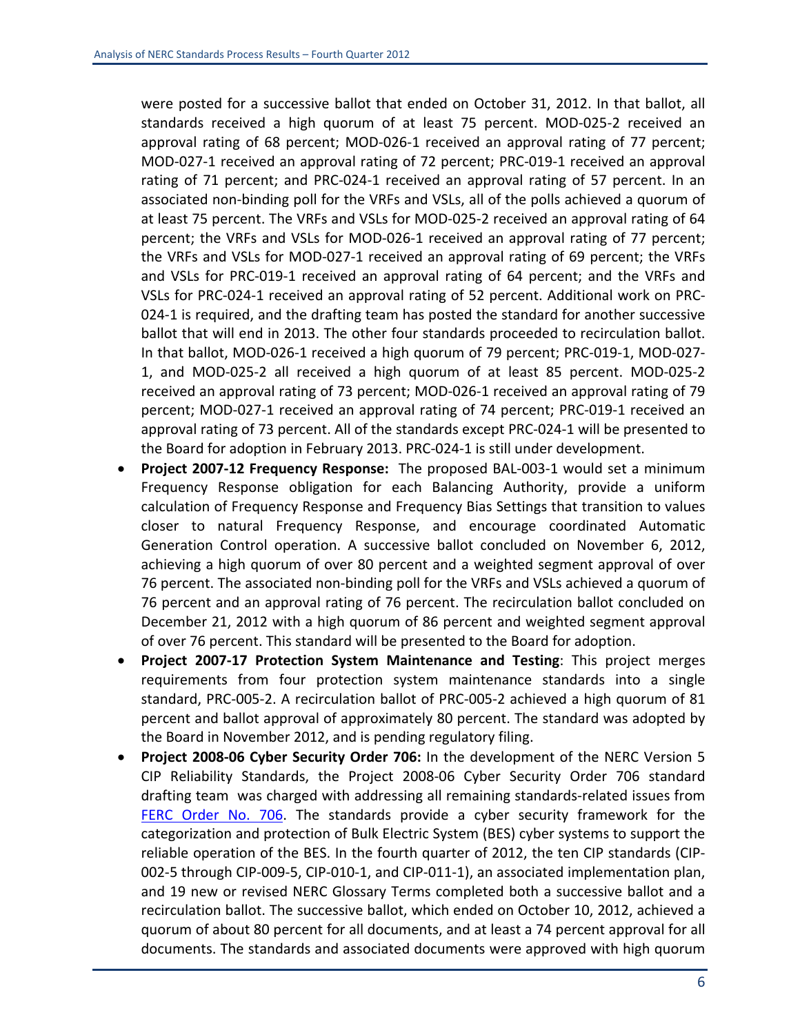were posted for a successive ballot that ended on October 31, 2012. In that ballot, all standards received a high quorum of at least 75 percent. MOD-025-2 received an approval rating of 68 percent; MOD-026-1 received an approval rating of 77 percent; MOD-027-1 received an approval rating of 72 percent; PRC-019-1 received an approval rating of 71 percent; and PRC-024-1 received an approval rating of 57 percent. In an associated non-binding poll for the VRFs and VSLs, all of the polls achieved a quorum of at least 75 percent. The VRFs and VSLs for MOD-025-2 received an approval rating of 64 percent; the VRFs and VSLs for MOD-026-1 received an approval rating of 77 percent; the VRFs and VSLs for MOD-027-1 received an approval rating of 69 percent; the VRFs and VSLs for PRC-019-1 received an approval rating of 64 percent; and the VRFs and VSLs for PRC-024-1 received an approval rating of 52 percent. Additional work on PRC-024-1 is required, and the drafting team has posted the standard for another successive ballot that will end in 2013. The other four standards proceeded to recirculation ballot. In that ballot, MOD-026-1 received a high quorum of 79 percent; PRC-019-1, MOD-027-1, and MOD-025-2 all received a high quorum of at least 85 percent. MOD-025-2 received an approval rating of 73 percent; MOD-026-1 received an approval rating of 79 percent; MOD-027-1 received an approval rating of 74 percent; PRC-019-1 received an approval rating of 73 percent. All of the standards except PRC-024-1 will be presented to the Board for adoption in February 2013. PRC-024-1 is still under development.

- **Project 2007-12 Frequency Response:** The proposed BAL-003-1 would set a minimum Frequency Response obligation for each Balancing Authority, provide a uniform calculation of Frequency Response and Frequency Bias Settings that transition to values closer to natural Frequency Response, and encourage coordinated Automatic Generation Control operation. A successive ballot concluded on November 6, 2012, achieving a high quorum of over 80 percent and a weighted segment approval of over 76 percent. The associated non-binding poll for the VRFs and VSLs achieved a quorum of 76 percent and an approval rating of 76 percent. The recirculation ballot concluded on December 21, 2012 with a high quorum of 86 percent and weighted segment approval of over 76 percent. This standard will be presented to the Board for adoption.
- **Project 2007-17 Protection System Maintenance and Testing**: This project merges requirements from four protection system maintenance standards into a single standard, PRC-005-2. A recirculation ballot of PRC-005-2 achieved a high quorum of 81 percent and ballot approval of approximately 80 percent. The standard was adopted by the Board in November 2012, and is pending regulatory filing.
- **Project 2008-06 Cyber Security Order 706:** In the development of the NERC Version 5 CIP Reliability Standards, the Project 2008-06 Cyber Security Order 706 standard drafting team was charged with addressing all remaining standards-related issues from FERC Order No. 706. The standards provide a cyber security framework for the categorization and protection of Bulk Electric System (BES) cyber systems to support the reliable operation of the BES. In the fourth quarter of 2012, the ten CIP standards (CIP-002-5 through CIP-009-5, CIP-010-1, and CIP-011-1), an associated implementation plan, and 19 new or revised NERC Glossary Terms completed both a successive ballot and a recirculation ballot. The successive ballot, which ended on October 10, 2012, achieved a quorum of about 80 percent for all documents, and at least a 74 percent approval for all documents. The standards and associated documents were approved with high quorum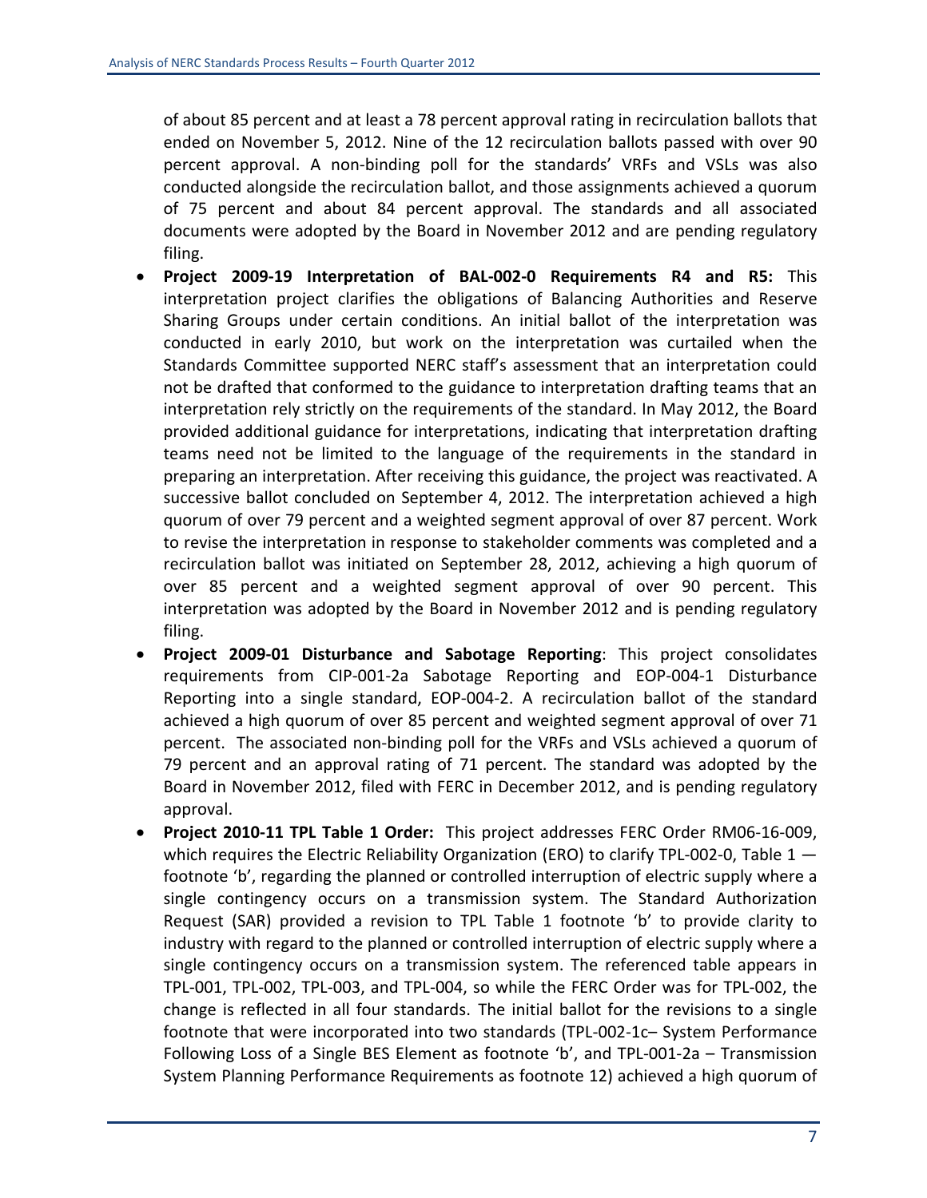of about 85 percent and at least a 78 percent approval rating in recirculation ballots that ended on November 5, 2012. Nine of the 12 recirculation ballots passed with over 90 percent approval. A non-binding poll for the standards' VRFs and VSLs was also conducted alongside the recirculation ballot, and those assignments achieved a quorum of 75 percent and about 84 percent approval. The standards and all associated documents were adopted by the Board in November 2012 and are pending regulatory filing.

- **Project 2009-19 Interpretation of BAL-002-0 Requirements R4 and R5:** This interpretation project clarifies the obligations of Balancing Authorities and Reserve Sharing Groups under certain conditions. An initial ballot of the interpretation was conducted in early 2010, but work on the interpretation was curtailed when the Standards Committee supported NERC staff's assessment that an interpretation could not be drafted that conformed to the guidance to interpretation drafting teams that an interpretation rely strictly on the requirements of the standard. In May 2012, the Board provided additional guidance for interpretations, indicating that interpretation drafting teams need not be limited to the language of the requirements in the standard in preparing an interpretation. After receiving this guidance, the project was reactivated. A successive ballot concluded on September 4, 2012. The interpretation achieved a high quorum of over 79 percent and a weighted segment approval of over 87 percent. Work to revise the interpretation in response to stakeholder comments was completed and a recirculation ballot was initiated on September 28, 2012, achieving a high quorum of over 85 percent and a weighted segment approval of over 90 percent. This interpretation was adopted by the Board in November 2012 and is pending regulatory filing.
- **Project 2009-01 Disturbance and Sabotage Reporting**: This project consolidates requirements from CIP-001-2a Sabotage Reporting and EOP-004-1 Disturbance Reporting into a single standard, EOP-004-2. A recirculation ballot of the standard achieved a high quorum of over 85 percent and weighted segment approval of over 71 percent. The associated non-binding poll for the VRFs and VSLs achieved a quorum of 79 percent and an approval rating of 71 percent. The standard was adopted by the Board in November 2012, filed with FERC in December 2012, and is pending regulatory approval.
- **Project 2010-11 TPL Table 1 Order:** This project addresses FERC Order RM06-16-009, which requires the Electric Reliability Organization (ERO) to clarify TPL-002-0, Table 1 — footnote 'b', regarding the planned or controlled interruption of electric supply where a single contingency occurs on a transmission system. The Standard Authorization Request (SAR) provided a revision to TPL Table 1 footnote 'b' to provide clarity to industry with regard to the planned or controlled interruption of electric supply where a single contingency occurs on a transmission system. The referenced table appears in TPL-001, TPL-002, TPL-003, and TPL-004, so while the FERC Order was for TPL-002, the change is reflected in all four standards. The initial ballot for the revisions to a single footnote that were incorporated into two standards (TPL-002-1c– System Performance Following Loss of a Single BES Element as footnote 'b', and TPL-001-2a – Transmission System Planning Performance Requirements as footnote 12) achieved a high quorum of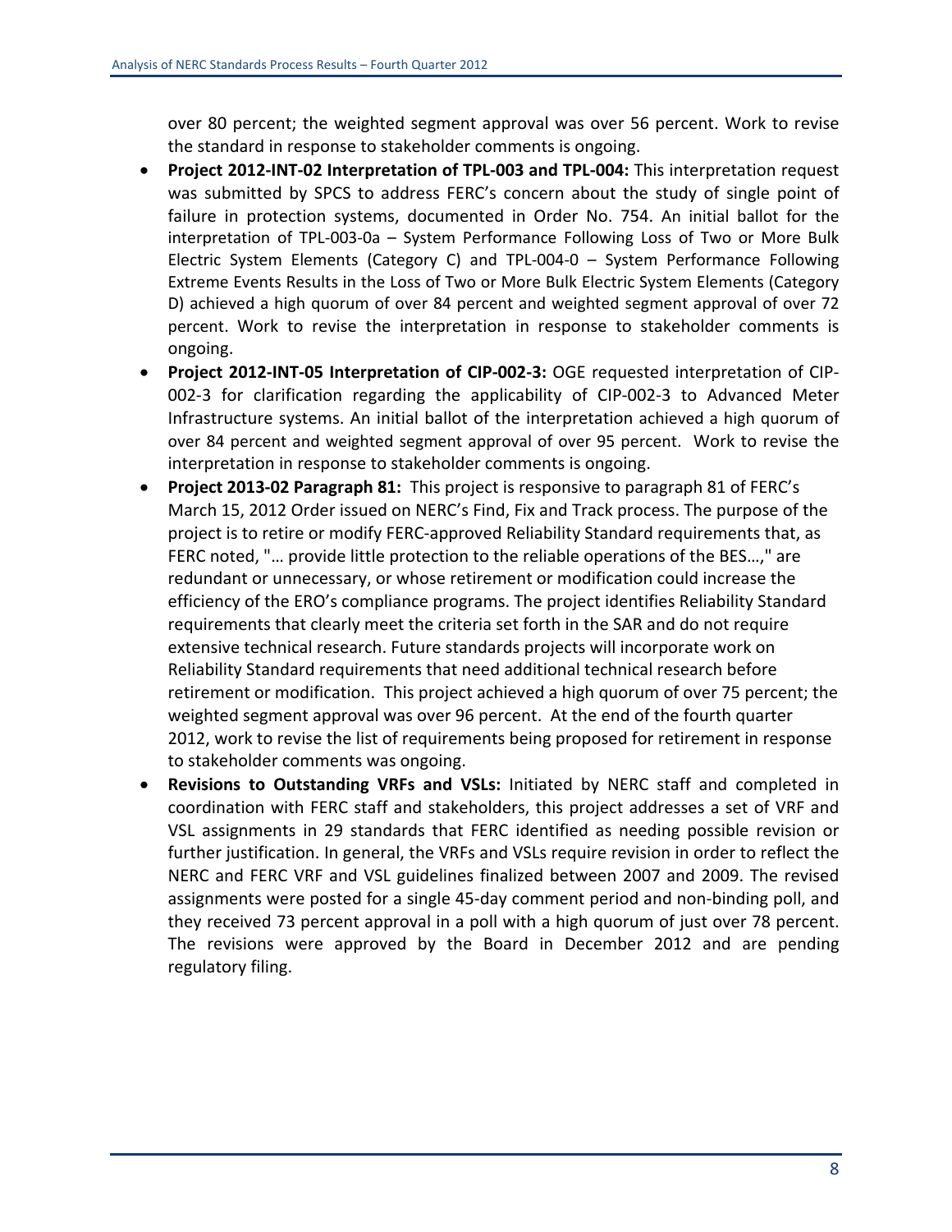over 80 percent; the weighted segment approval was over 56 percent. Work to revise the standard in response to stakeholder comments is ongoing.

- **Project 2012-INT-02 Interpretation of TPL-003 and TPL-004:** This interpretation request was submitted by SPCS to address FERC's concern about the study of single point of failure in protection systems, documented in Order No. 754. An initial ballot for the interpretation of TPL-003-0a – System Performance Following Loss of Two or More Bulk Electric System Elements (Category C) and TPL-004-0 – System Performance Following Extreme Events Results in the Loss of Two or More Bulk Electric System Elements (Category D) achieved a high quorum of over 84 percent and weighted segment approval of over 72 percent. Work to revise the interpretation in response to stakeholder comments is ongoing.
- **Project 2012-INT-05 Interpretation of CIP-002-3:** OGE requested interpretation of CIP-002-3 for clarification regarding the applicability of CIP-002-3 to Advanced Meter Infrastructure systems. An initial ballot of the interpretation achieved a high quorum of over 84 percent and weighted segment approval of over 95 percent. Work to revise the interpretation in response to stakeholder comments is ongoing.
- **Project 2013-02 Paragraph 81:** This project is responsive to paragraph 81 of FERC's March 15, 2012 Order issued on NERC's Find, Fix and Track process. The purpose of the project is to retire or modify FERC-approved Reliability Standard requirements that, as FERC noted, "… provide little protection to the reliable operations of the BES…," are redundant or unnecessary, or whose retirement or modification could increase the efficiency of the ERO's compliance programs. The project identifies Reliability Standard requirements that clearly meet the criteria set forth in the SAR and do not require extensive technical research. Future standards projects will incorporate work on Reliability Standard requirements that need additional technical research before retirement or modification. This project achieved a high quorum of over 75 percent; the weighted segment approval was over 96 percent. At the end of the fourth quarter 2012, work to revise the list of requirements being proposed for retirement in response to stakeholder comments was ongoing.
- **Revisions to Outstanding VRFs and VSLs:** Initiated by NERC staff and completed in coordination with FERC staff and stakeholders, this project addresses a set of VRF and VSL assignments in 29 standards that FERC identified as needing possible revision or further justification. In general, the VRFs and VSLs require revision in order to reflect the NERC and FERC VRF and VSL guidelines finalized between 2007 and 2009. The revised assignments were posted for a single 45-day comment period and non-binding poll, and they received 73 percent approval in a poll with a high quorum of just over 78 percent. The revisions were approved by the Board in December 2012 and are pending regulatory filing.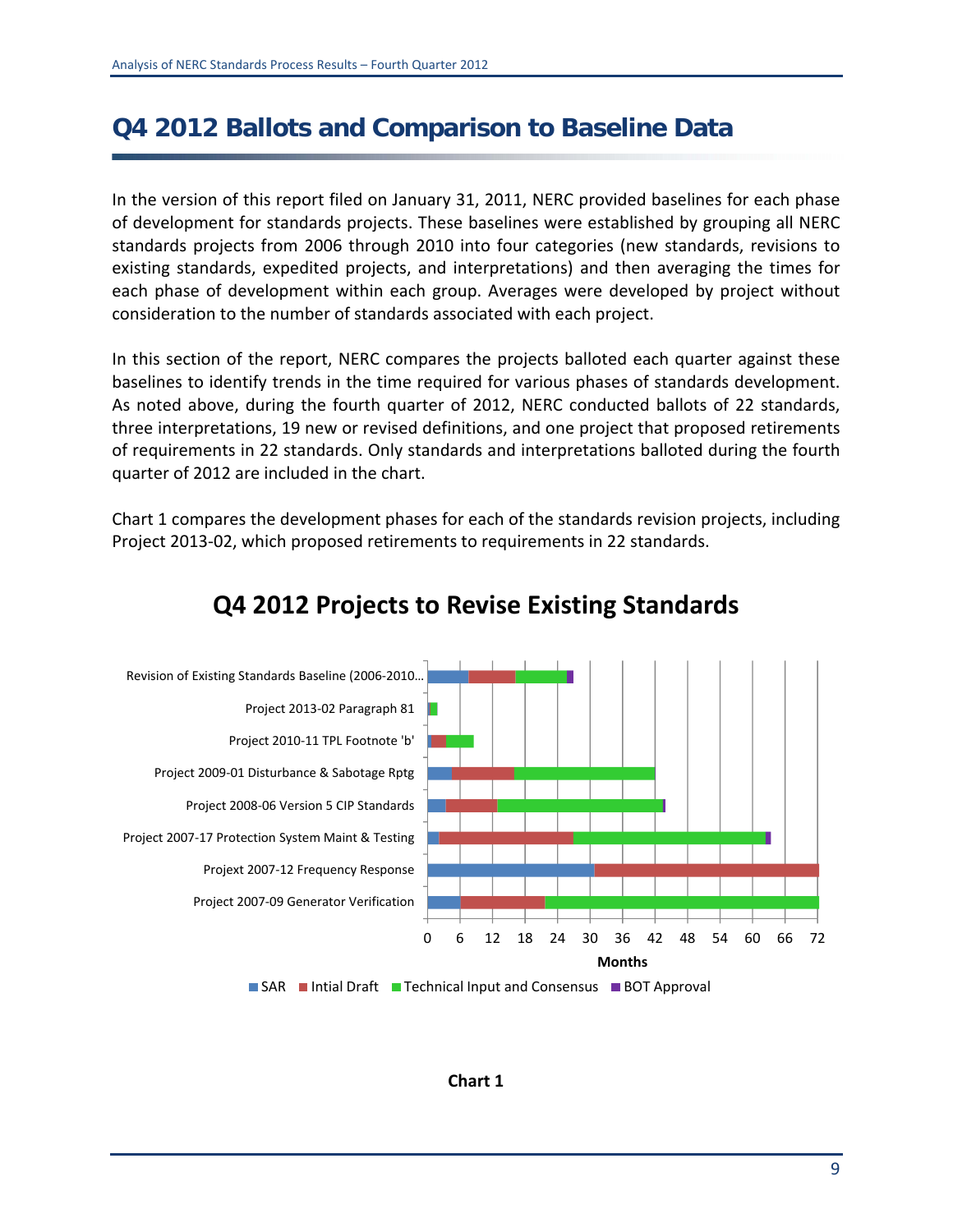# Q4 2012 Ballots and Comparison to Baseline Data

In the version of this report filed on January 31, 2011, NERC provided baselines for each phase of development for standards projects. These baselines were established by grouping all NERC standards projects from 2006 through 2010 into four categories (new standards, revisions to existing standards, expedited projects, and interpretations) and then averaging the times for each phase of development within each group. Averages were developed by project without consideration to the number of standards associated with each project.

In this section of the report, NERC compares the projects balloted each quarter against these baselines to identify trends in the time required for various phases of standards development. As noted above, during the fourth quarter of 2012, NERC conducted ballots of 22 standards, three interpretations, 19 new or revised definitions, and one project that proposed retirements of requirements in 22 standards. Only standards and interpretations balloted during the fourth quarter of 2012 are included in the chart.

Chart 1 compares the development phases for each of the standards revision projects, including Project 2013-02, which proposed retirements to requirements in 22 standards.

**Q4 2012 Projects to Revise Existing Standards**

- Revision of Existing Standards Baseline (2006-2010...
- Project 2013-02 Paragraph 81
- Project 2010-11 TPL Footnote 'b'
- Project 2009-01 Disturbance & Sabotage Rptg
- Project 2008-06 Version 5 CIP Standards
- Project 2007-17 Protection System Maint & Testing
- Projext 2007-12 Frequency Response
- Project 2007-09 Generator Verification

Months: 0, 6, 12, 18, 24, 30, 36, 42, 48, 54, 60, 66, 72

Legend: SAR, Intial Draft, Technical Input and Consensus, BOT Approval

**Chart 1**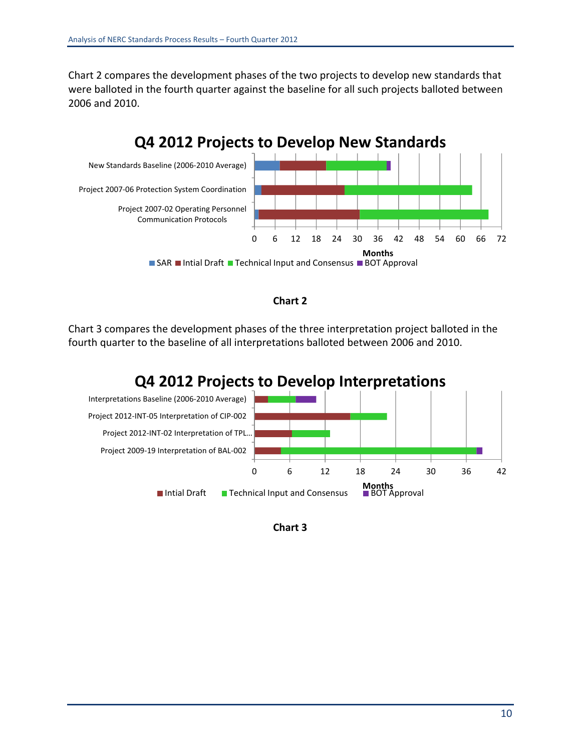Chart 2 compares the development phases of the two projects to develop new standards that were balloted in the fourth quarter against the baseline for all such projects balloted between 2006 and 2010.

**Chart 2**

Chart 3 compares the development phases of the three interpretation project balloted in the fourth quarter to the baseline of all interpretations balloted between 2006 and 2010.

**Chart 3**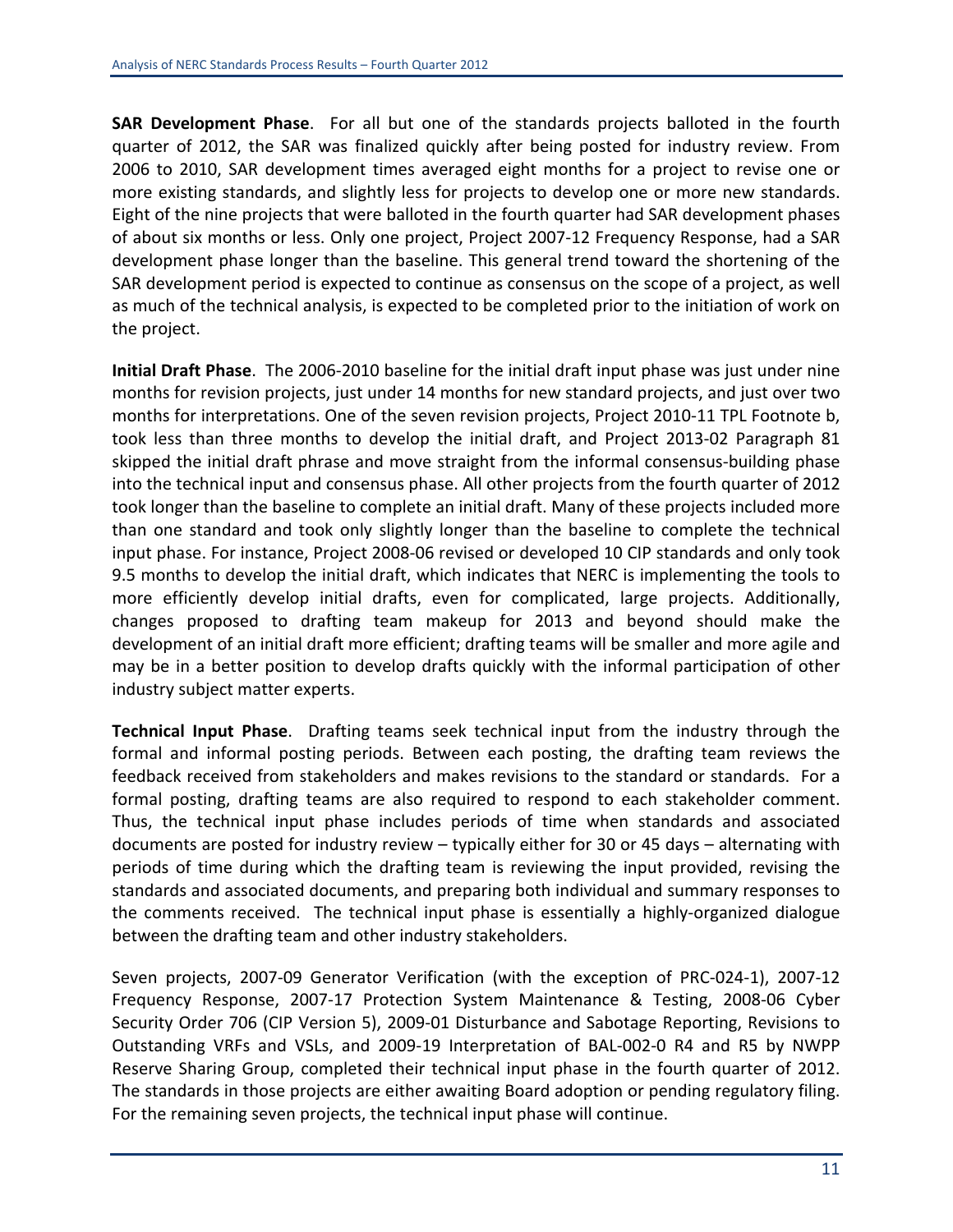**SAR Development Phase**. For all but one of the standards projects balloted in the fourth quarter of 2012, the SAR was finalized quickly after being posted for industry review. From 2006 to 2010, SAR development times averaged eight months for a project to revise one or more existing standards, and slightly less for projects to develop one or more new standards. Eight of the nine projects that were balloted in the fourth quarter had SAR development phases of about six months or less. Only one project, Project 2007-12 Frequency Response, had a SAR development phase longer than the baseline. This general trend toward the shortening of the SAR development period is expected to continue as consensus on the scope of a project, as well as much of the technical analysis, is expected to be completed prior to the initiation of work on the project.

**Initial Draft Phase**. The 2006-2010 baseline for the initial draft input phase was just under nine months for revision projects, just under 14 months for new standard projects, and just over two months for interpretations. One of the seven revision projects, Project 2010-11 TPL Footnote b, took less than three months to develop the initial draft, and Project 2013-02 Paragraph 81 skipped the initial draft phrase and move straight from the informal consensus-building phase into the technical input and consensus phase. All other projects from the fourth quarter of 2012 took longer than the baseline to complete an initial draft. Many of these projects included more than one standard and took only slightly longer than the baseline to complete the technical input phase. For instance, Project 2008-06 revised or developed 10 CIP standards and only took 9.5 months to develop the initial draft, which indicates that NERC is implementing the tools to more efficiently develop initial drafts, even for complicated, large projects. Additionally, changes proposed to drafting team makeup for 2013 and beyond should make the development of an initial draft more efficient; drafting teams will be smaller and more agile and may be in a better position to develop drafts quickly with the informal participation of other industry subject matter experts.

**Technical Input Phase**. Drafting teams seek technical input from the industry through the formal and informal posting periods. Between each posting, the drafting team reviews the feedback received from stakeholders and makes revisions to the standard or standards. For a formal posting, drafting teams are also required to respond to each stakeholder comment. Thus, the technical input phase includes periods of time when standards and associated documents are posted for industry review – typically either for 30 or 45 days – alternating with periods of time during which the drafting team is reviewing the input provided, revising the standards and associated documents, and preparing both individual and summary responses to the comments received. The technical input phase is essentially a highly-organized dialogue between the drafting team and other industry stakeholders.

Seven projects, 2007-09 Generator Verification (with the exception of PRC-024-1), 2007-12 Frequency Response, 2007-17 Protection System Maintenance & Testing, 2008-06 Cyber Security Order 706 (CIP Version 5), 2009-01 Disturbance and Sabotage Reporting, Revisions to Outstanding VRFs and VSLs, and 2009-19 Interpretation of BAL-002-0 R4 and R5 by NWPP Reserve Sharing Group, completed their technical input phase in the fourth quarter of 2012. The standards in those projects are either awaiting Board adoption or pending regulatory filing. For the remaining seven projects, the technical input phase will continue.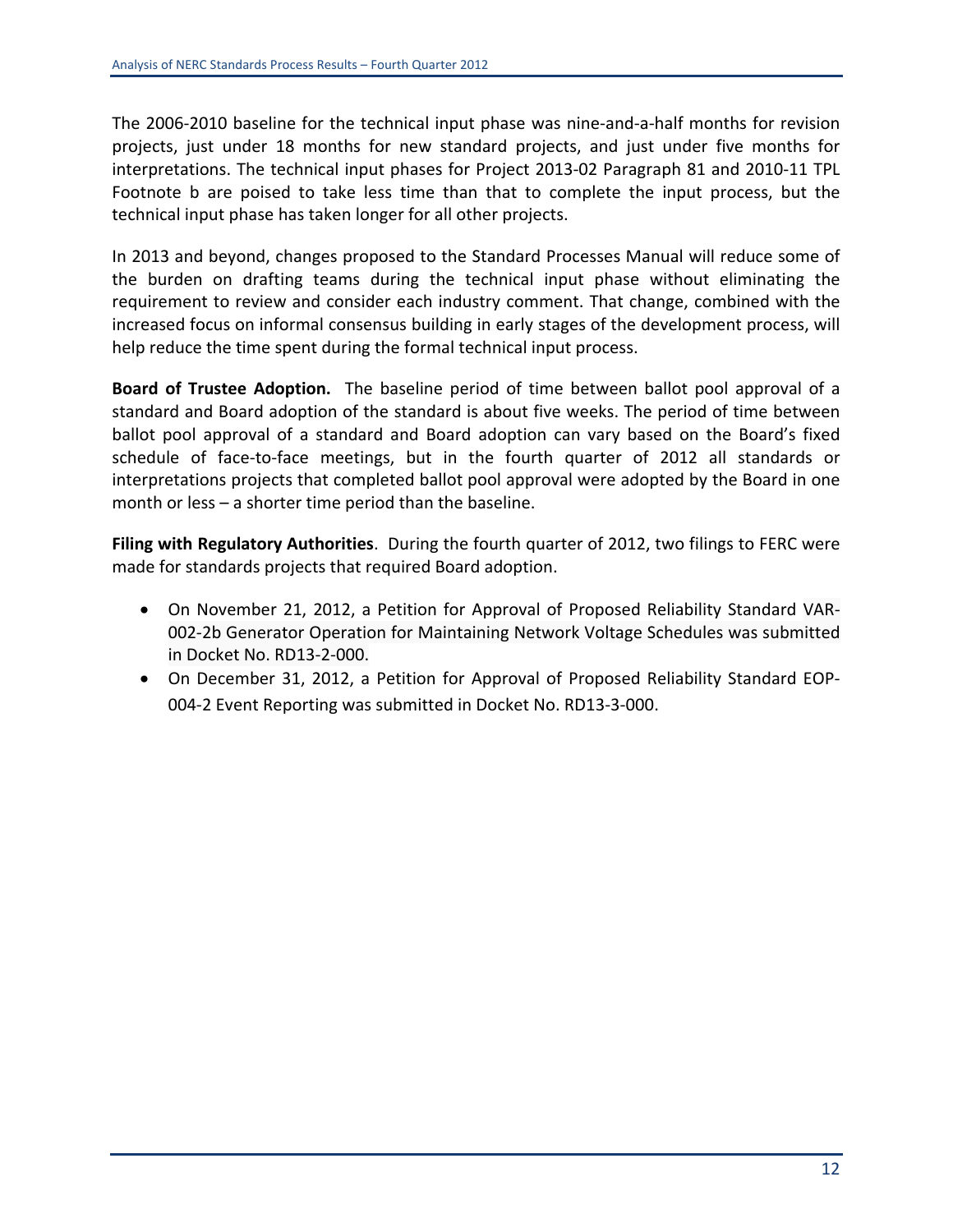The 2006-2010 baseline for the technical input phase was nine-and-a-half months for revision projects, just under 18 months for new standard projects, and just under five months for interpretations. The technical input phases for Project 2013-02 Paragraph 81 and 2010-11 TPL Footnote b are poised to take less time than that to complete the input process, but the technical input phase has taken longer for all other projects.

In 2013 and beyond, changes proposed to the Standard Processes Manual will reduce some of the burden on drafting teams during the technical input phase without eliminating the requirement to review and consider each industry comment. That change, combined with the increased focus on informal consensus building in early stages of the development process, will help reduce the time spent during the formal technical input process.

**Board of Trustee Adoption.** The baseline period of time between ballot pool approval of a standard and Board adoption of the standard is about five weeks. The period of time between ballot pool approval of a standard and Board adoption can vary based on the Board's fixed schedule of face-to-face meetings, but in the fourth quarter of 2012 all standards or interpretations projects that completed ballot pool approval were adopted by the Board in one month or less – a shorter time period than the baseline.

**Filing with Regulatory Authorities**. During the fourth quarter of 2012, two filings to FERC were made for standards projects that required Board adoption.

- On November 21, 2012, a Petition for Approval of Proposed Reliability Standard VAR-002-2b Generator Operation for Maintaining Network Voltage Schedules was submitted in Docket No. RD13-2-000.
- On December 31, 2012, a Petition for Approval of Proposed Reliability Standard EOP-004-2 Event Reporting was submitted in Docket No. RD13-3-000.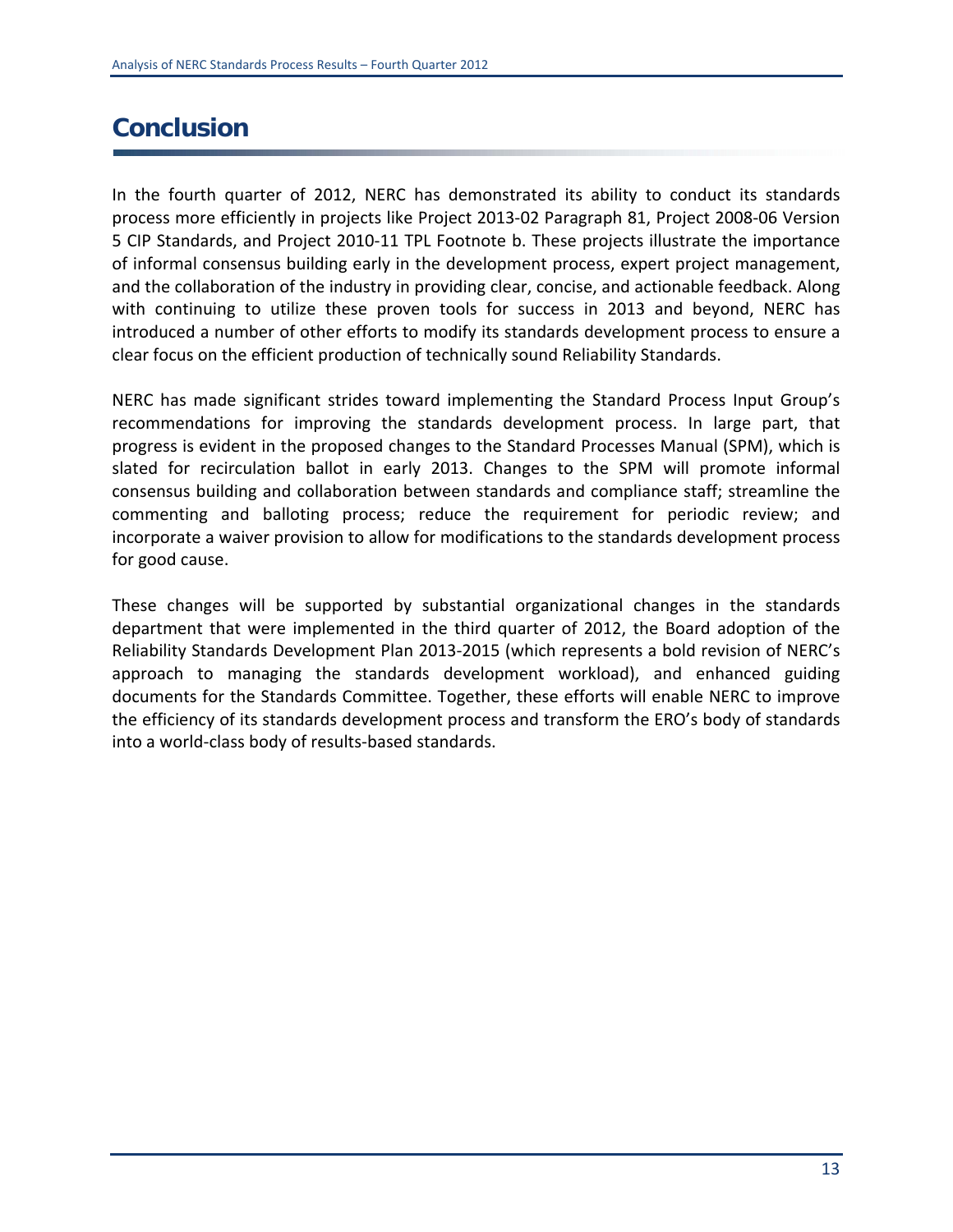# Conclusion

In the fourth quarter of 2012, NERC has demonstrated its ability to conduct its standards process more efficiently in projects like Project 2013-02 Paragraph 81, Project 2008-06 Version 5 CIP Standards, and Project 2010-11 TPL Footnote b. These projects illustrate the importance of informal consensus building early in the development process, expert project management, and the collaboration of the industry in providing clear, concise, and actionable feedback. Along with continuing to utilize these proven tools for success in 2013 and beyond, NERC has introduced a number of other efforts to modify its standards development process to ensure a clear focus on the efficient production of technically sound Reliability Standards.

NERC has made significant strides toward implementing the Standard Process Input Group's recommendations for improving the standards development process. In large part, that progress is evident in the proposed changes to the Standard Processes Manual (SPM), which is slated for recirculation ballot in early 2013. Changes to the SPM will promote informal consensus building and collaboration between standards and compliance staff; streamline the commenting and balloting process; reduce the requirement for periodic review; and incorporate a waiver provision to allow for modifications to the standards development process for good cause.

These changes will be supported by substantial organizational changes in the standards department that were implemented in the third quarter of 2012, the Board adoption of the Reliability Standards Development Plan 2013-2015 (which represents a bold revision of NERC's approach to managing the standards development workload), and enhanced guiding documents for the Standards Committee. Together, these efforts will enable NERC to improve the efficiency of its standards development process and transform the ERO's body of standards into a world-class body of results-based standards.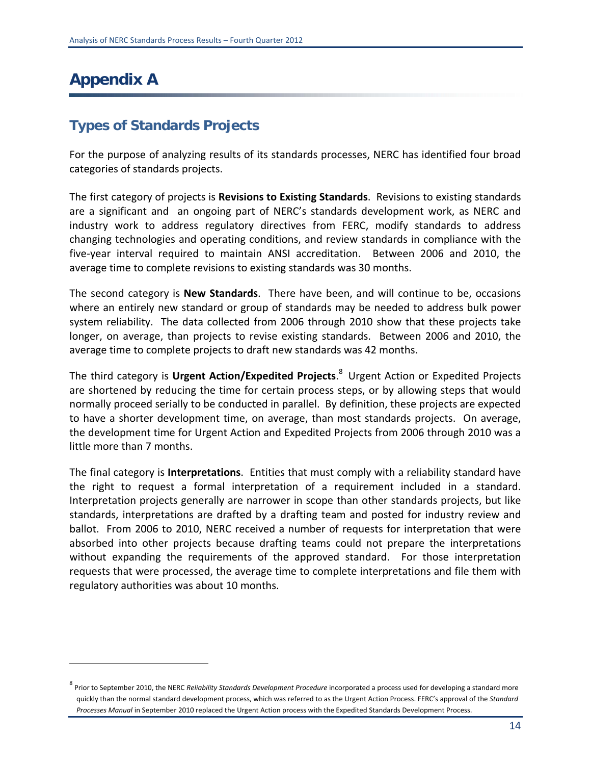# Appendix A

## Types of Standards Projects

For the purpose of analyzing results of its standards processes, NERC has identified four broad categories of standards projects.

The first category of projects is **Revisions to Existing Standards**. Revisions to existing standards are a significant and an ongoing part of NERC's standards development work, as NERC and industry work to address regulatory directives from FERC, modify standards to address changing technologies and operating conditions, and review standards in compliance with the five-year interval required to maintain ANSI accreditation. Between 2006 and 2010, the average time to complete revisions to existing standards was 30 months.

The second category is **New Standards**. There have been, and will continue to be, occasions where an entirely new standard or group of standards may be needed to address bulk power system reliability. The data collected from 2006 through 2010 show that these projects take longer, on average, than projects to revise existing standards. Between 2006 and 2010, the average time to complete projects to draft new standards was 42 months.

The third category is **Urgent Action/Expedited Projects**.[8] Urgent Action or Expedited Projects are shortened by reducing the time for certain process steps, or by allowing steps that would normally proceed serially to be conducted in parallel. By definition, these projects are expected to have a shorter development time, on average, than most standards projects. On average, the development time for Urgent Action and Expedited Projects from 2006 through 2010 was a little more than 7 months.

The final category is **Interpretations**. Entities that must comply with a reliability standard have the right to request a formal interpretation of a requirement included in a standard. Interpretation projects generally are narrower in scope than other standards projects, but like standards, interpretations are drafted by a drafting team and posted for industry review and ballot. From 2006 to 2010, NERC received a number of requests for interpretation that were absorbed into other projects because drafting teams could not prepare the interpretations without expanding the requirements of the approved standard. For those interpretation requests that were processed, the average time to complete interpretations and file them with regulatory authorities was about 10 months.

---

[8] Prior to September 2010, the NERC *Reliability Standards Development Procedure* incorporated a process used for developing a standard more quickly than the normal standard development process, which was referred to as the Urgent Action Process. FERC's approval of the *Standard Processes Manual* in September 2010 replaced the Urgent Action process with the Expedited Standards Development Process.